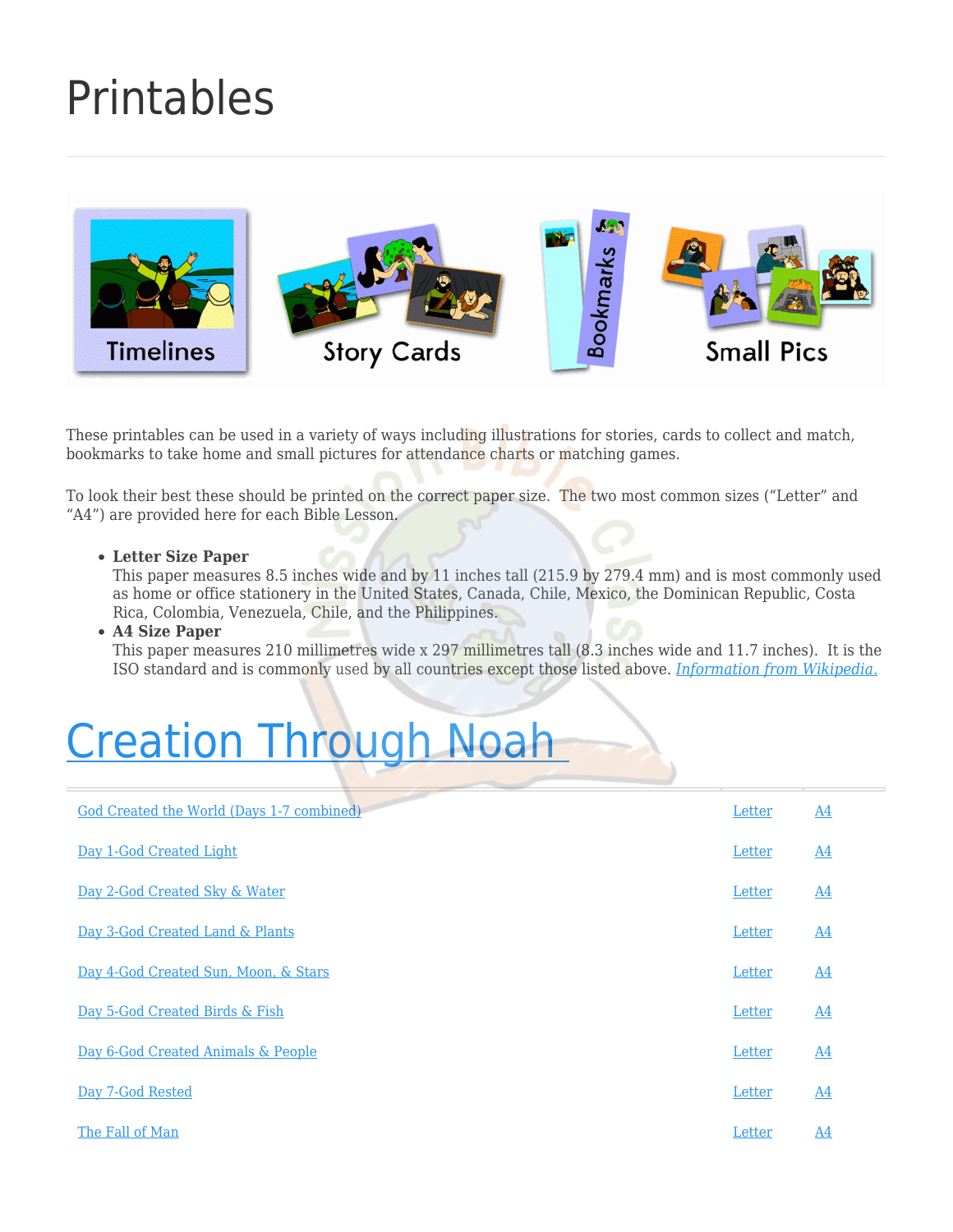# Printables

These printables can be used in a variety of ways including illustrations for stories, cards to collect and match, bookmarks to take home and small pictures for attendance charts or matching games.

To look their best these should be printed on the correct paper size. The two most common sizes ("Letter" and "A4") are provided here for each Bible Lesson.

- **Letter Size Paper**
  This paper measures 8.5 inches wide and by 11 inches tall (215.9 by 279.4 mm) and is most commonly used as home or office stationery in the United States, Canada, Chile, Mexico, the Dominican Republic, Costa Rica, Colombia, Venezuela, Chile, and the Philippines.
- **A4 Size Paper**
  This paper measures 210 millimetres wide x 297 millimetres tall (8.3 inches wide and 11.7 inches). It is the ISO standard and is commonly used by all countries except those listed above. *Information from Wikipedia.*

# Creation Through Noah

| | | |
|---|---|---|
| God Created the World (Days 1-7 combined) | Letter | A4 |
| Day 1-God Created Light | Letter | A4 |
| Day 2-God Created Sky & Water | Letter | A4 |
| Day 3-God Created Land & Plants | Letter | A4 |
| Day 4-God Created Sun, Moon, & Stars | Letter | A4 |
| Day 5-God Created Birds & Fish | Letter | A4 |
| Day 6-God Created Animals & People | Letter | A4 |
| Day 7-God Rested | Letter | A4 |
| The Fall of Man | Letter | A4 |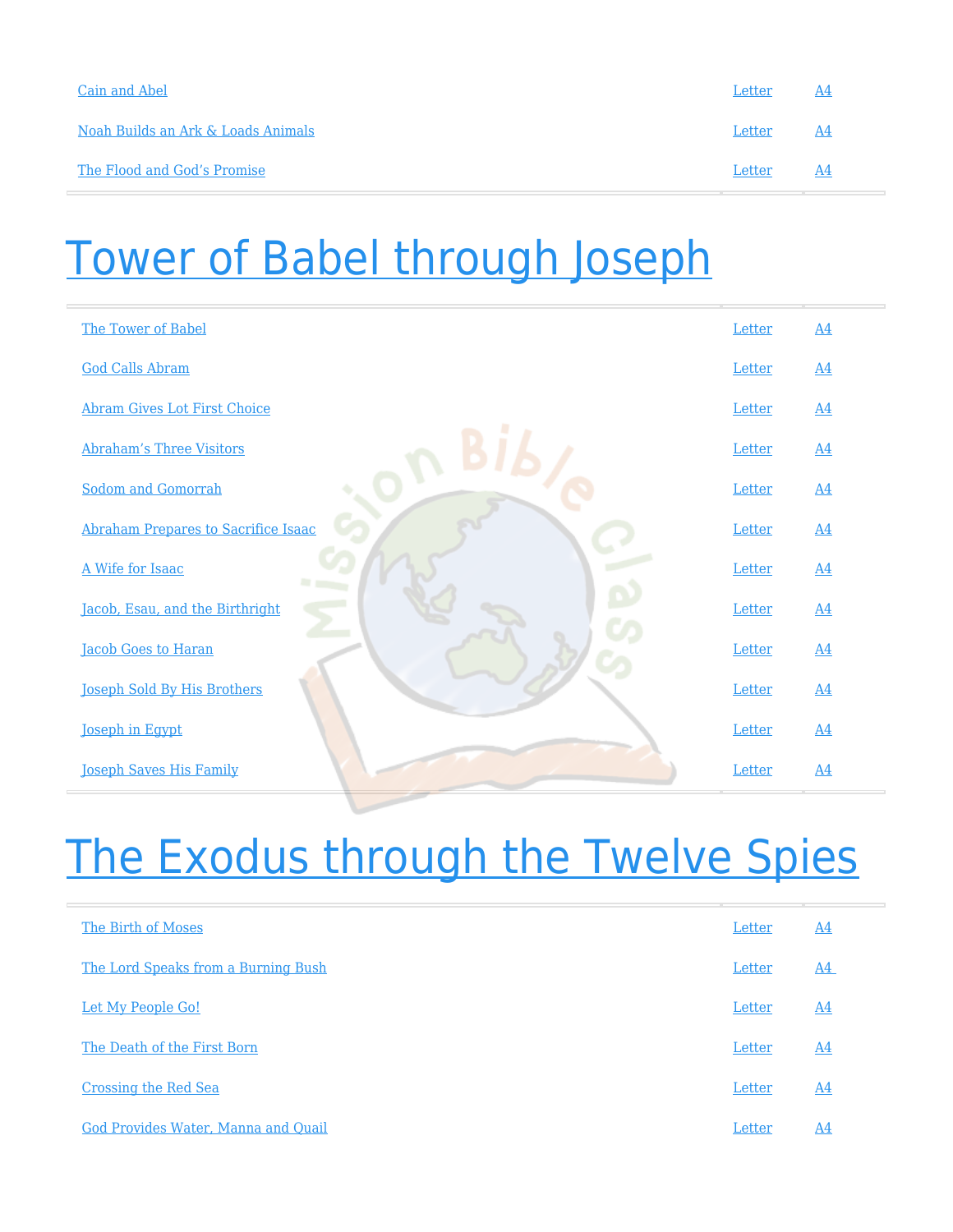| Cain and Abel | Letter | A4 |
|---|---|---|
| Noah Builds an Ark & Loads Animals | Letter | A4 |
| The Flood and God's Promise | Letter | A4 |

# Tower of Babel through Joseph

| The Tower of Babel | Letter | A4 |
|---|---|---|
| God Calls Abram | Letter | A4 |
| Abram Gives Lot First Choice | Letter | A4 |
| Abraham's Three Visitors | Letter | A4 |
| Sodom and Gomorrah | Letter | A4 |
| Abraham Prepares to Sacrifice Isaac | Letter | A4 |
| A Wife for Isaac | Letter | A4 |
| Jacob, Esau, and the Birthright | Letter | A4 |
| Jacob Goes to Haran | Letter | A4 |
| Joseph Sold By His Brothers | Letter | A4 |
| Joseph in Egypt | Letter | A4 |
| Joseph Saves His Family | Letter | A4 |

# The Exodus through the Twelve Spies

| The Birth of Moses | Letter | A4 |
|---|---|---|
| The Lord Speaks from a Burning Bush | Letter | A4 |
| Let My People Go! | Letter | A4 |
| The Death of the First Born | Letter | A4 |
| Crossing the Red Sea | Letter | A4 |
| God Provides Water, Manna and Quail | Letter | A4 |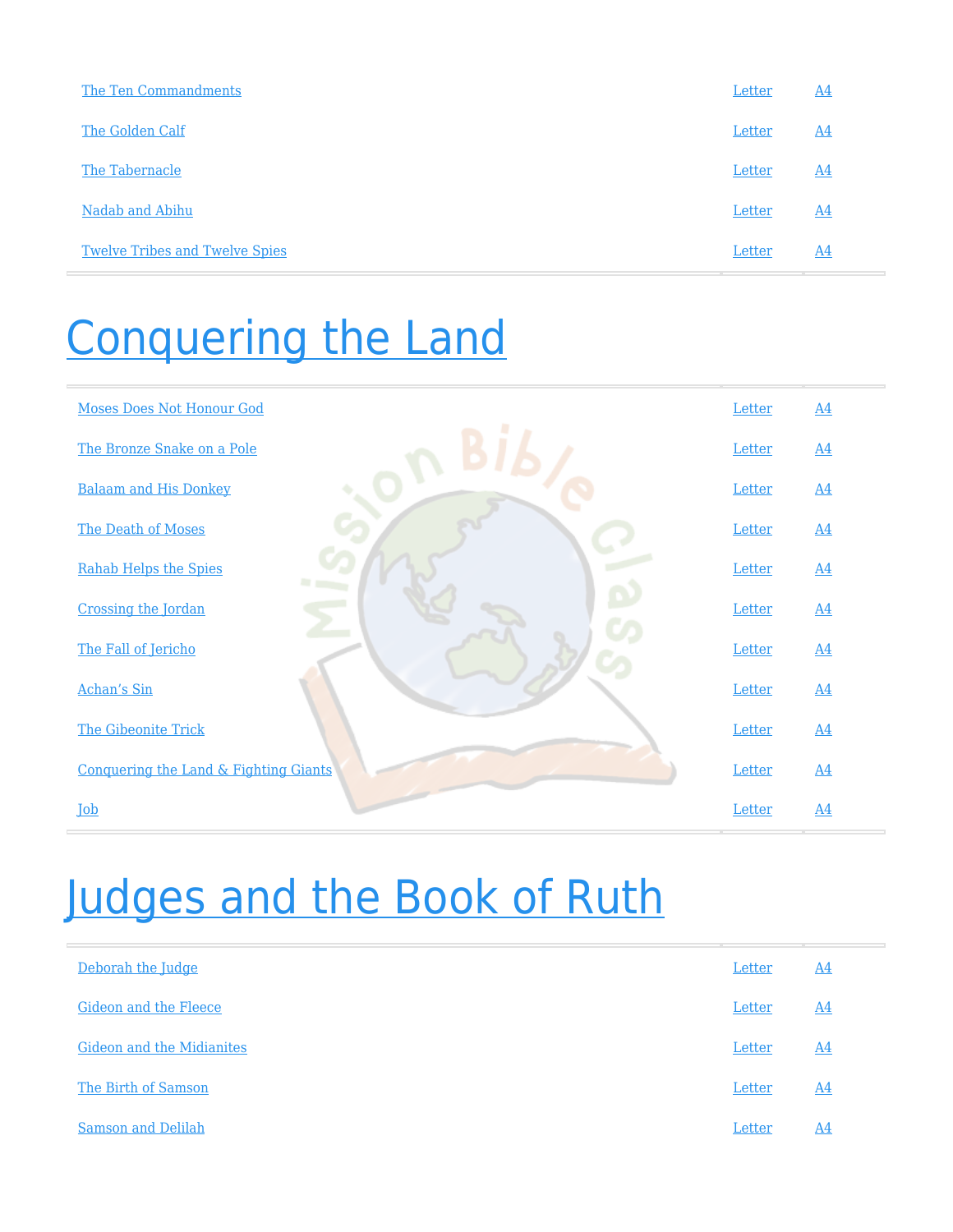| | | |
|---|---|---|
| The Ten Commandments | Letter | A4 |
| The Golden Calf | Letter | A4 |
| The Tabernacle | Letter | A4 |
| Nadab and Abihu | Letter | A4 |
| Twelve Tribes and Twelve Spies | Letter | A4 |

# Conquering the Land

| | | |
|---|---|---|
| Moses Does Not Honour God | Letter | A4 |
| The Bronze Snake on a Pole | Letter | A4 |
| Balaam and His Donkey | Letter | A4 |
| The Death of Moses | Letter | A4 |
| Rahab Helps the Spies | Letter | A4 |
| Crossing the Jordan | Letter | A4 |
| The Fall of Jericho | Letter | A4 |
| Achan's Sin | Letter | A4 |
| The Gibeonite Trick | Letter | A4 |
| Conquering the Land & Fighting Giants | Letter | A4 |
| Job | Letter | A4 |

# Judges and the Book of Ruth

| | | |
|---|---|---|
| Deborah the Judge | Letter | A4 |
| Gideon and the Fleece | Letter | A4 |
| Gideon and the Midianites | Letter | A4 |
| The Birth of Samson | Letter | A4 |
| Samson and Delilah | Letter | A4 |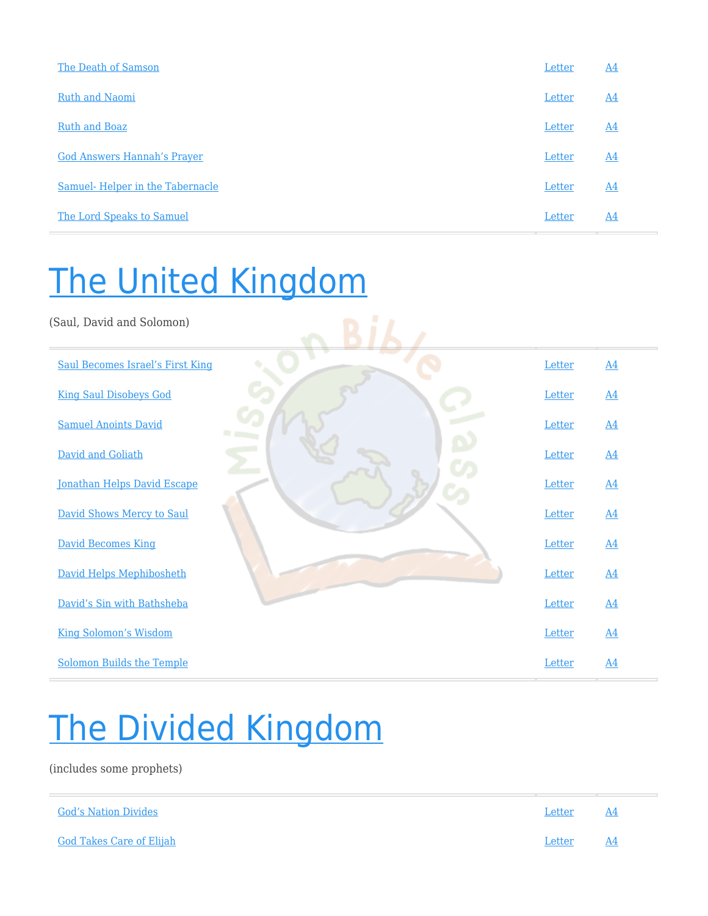| | | |
|---|---|---|
| The Death of Samson | Letter | A4 |
| Ruth and Naomi | Letter | A4 |
| Ruth and Boaz | Letter | A4 |
| God Answers Hannah's Prayer | Letter | A4 |
| Samuel- Helper in the Tabernacle | Letter | A4 |
| The Lord Speaks to Samuel | Letter | A4 |

# The United Kingdom

(Saul, David and Solomon)

| | | |
|---|---|---|
| Saul Becomes Israel's First King | Letter | A4 |
| King Saul Disobeys God | Letter | A4 |
| Samuel Anoints David | Letter | A4 |
| David and Goliath | Letter | A4 |
| Jonathan Helps David Escape | Letter | A4 |
| David Shows Mercy to Saul | Letter | A4 |
| David Becomes King | Letter | A4 |
| David Helps Mephibosheth | Letter | A4 |
| David's Sin with Bathsheba | Letter | A4 |
| King Solomon's Wisdom | Letter | A4 |
| Solomon Builds the Temple | Letter | A4 |

# The Divided Kingdom

(includes some prophets)

| | | |
|---|---|---|
| God's Nation Divides | Letter | A4 |
| God Takes Care of Elijah | Letter | A4 |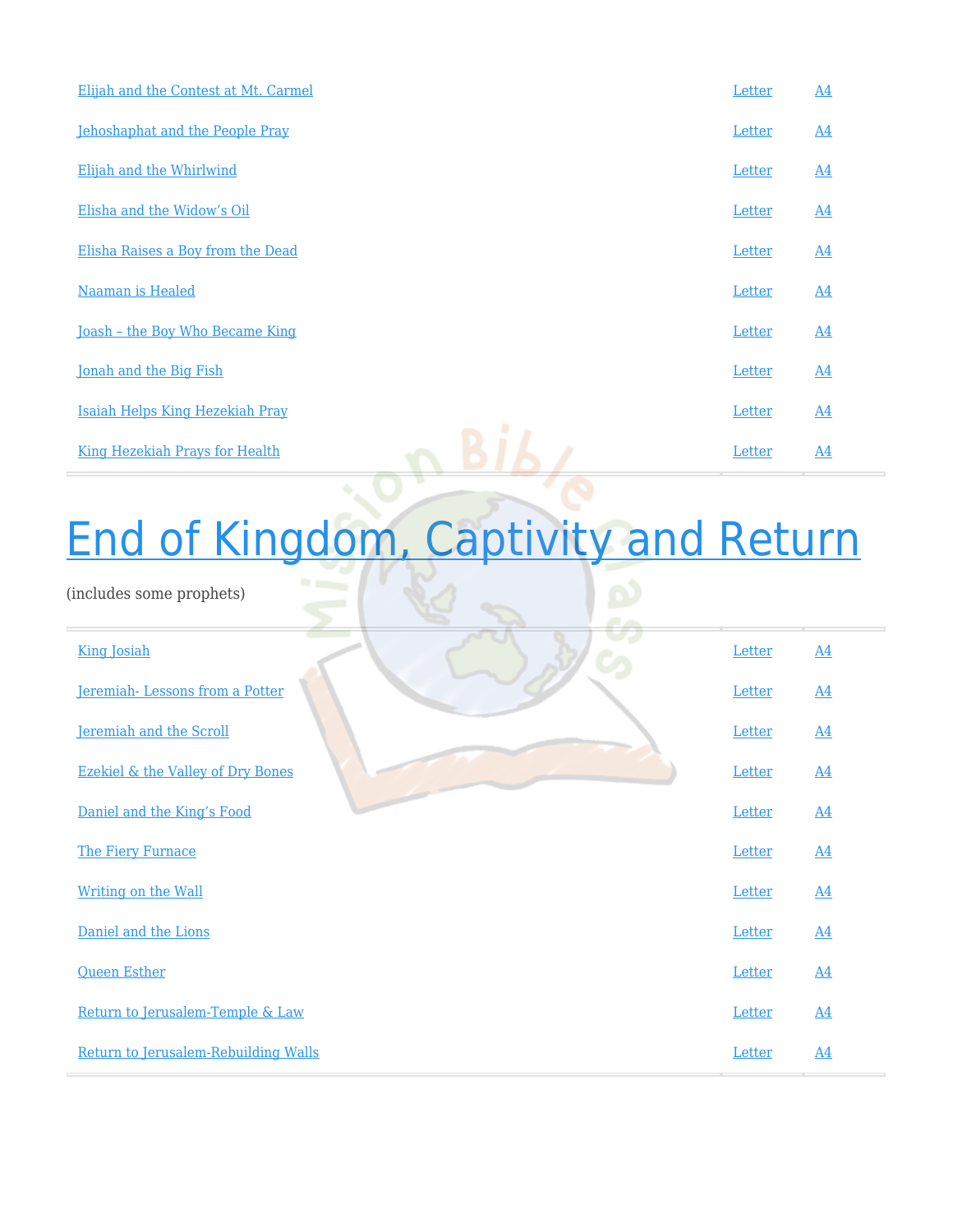| | | |
|---|---|---|
| Elijah and the Contest at Mt. Carmel | Letter | A4 |
| Jehoshaphat and the People Pray | Letter | A4 |
| Elijah and the Whirlwind | Letter | A4 |
| Elisha and the Widow's Oil | Letter | A4 |
| Elisha Raises a Boy from the Dead | Letter | A4 |
| Naaman is Healed | Letter | A4 |
| Joash – the Boy Who Became King | Letter | A4 |
| Jonah and the Big Fish | Letter | A4 |
| Isaiah Helps King Hezekiah Pray | Letter | A4 |
| King Hezekiah Prays for Health | Letter | A4 |

# End of Kingdom, Captivity and Return

(includes some prophets)

| | | |
|---|---|---|
| King Josiah | Letter | A4 |
| Jeremiah- Lessons from a Potter | Letter | A4 |
| Jeremiah and the Scroll | Letter | A4 |
| Ezekiel & the Valley of Dry Bones | Letter | A4 |
| Daniel and the King's Food | Letter | A4 |
| The Fiery Furnace | Letter | A4 |
| Writing on the Wall | Letter | A4 |
| Daniel and the Lions | Letter | A4 |
| Queen Esther | Letter | A4 |
| Return to Jerusalem-Temple & Law | Letter | A4 |
| Return to Jerusalem-Rebuilding Walls | Letter | A4 |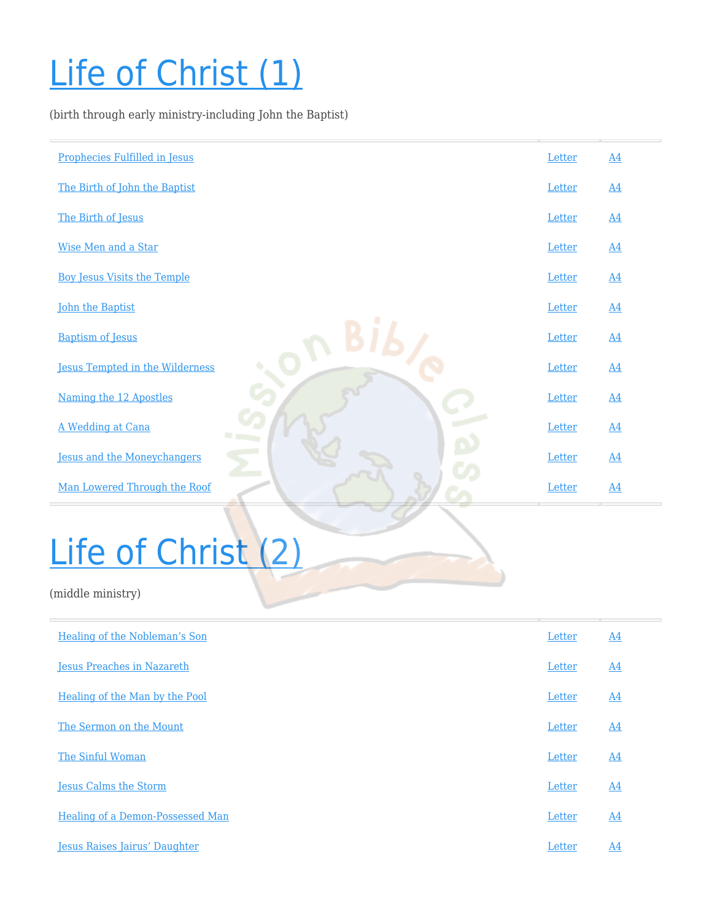# Life of Christ (1)

(birth through early ministry-including John the Baptist)

| | | |
|---|---|---|
| Prophecies Fulfilled in Jesus | Letter | A4 |
| The Birth of John the Baptist | Letter | A4 |
| The Birth of Jesus | Letter | A4 |
| Wise Men and a Star | Letter | A4 |
| Boy Jesus Visits the Temple | Letter | A4 |
| John the Baptist | Letter | A4 |
| Baptism of Jesus | Letter | A4 |
| Jesus Tempted in the Wilderness | Letter | A4 |
| Naming the 12 Apostles | Letter | A4 |
| A Wedding at Cana | Letter | A4 |
| Jesus and the Moneychangers | Letter | A4 |
| Man Lowered Through the Roof | Letter | A4 |

# Life of Christ (2)

(middle ministry)

| | | |
|---|---|---|
| Healing of the Nobleman's Son | Letter | A4 |
| Jesus Preaches in Nazareth | Letter | A4 |
| Healing of the Man by the Pool | Letter | A4 |
| The Sermon on the Mount | Letter | A4 |
| The Sinful Woman | Letter | A4 |
| Jesus Calms the Storm | Letter | A4 |
| Healing of a Demon-Possessed Man | Letter | A4 |
| Jesus Raises Jairus' Daughter | Letter | A4 |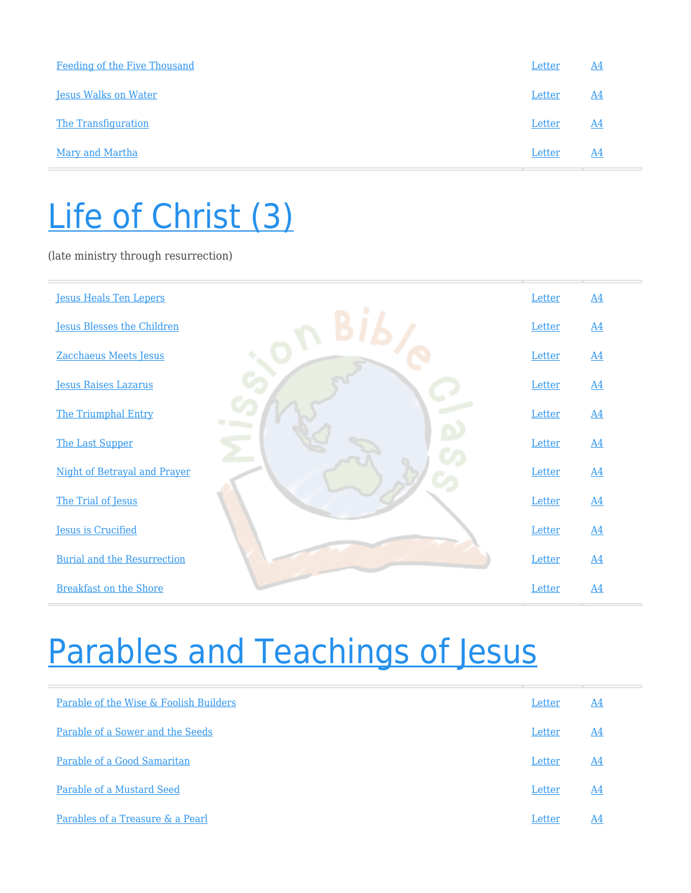| | | |
|---|---|---|
| Feeding of the Five Thousand | Letter | A4 |
| Jesus Walks on Water | Letter | A4 |
| The Transfiguration | Letter | A4 |
| Mary and Martha | Letter | A4 |

# Life of Christ (3)

(late ministry through resurrection)

| | | |
|---|---|---|
| Jesus Heals Ten Lepers | Letter | A4 |
| Jesus Blesses the Children | Letter | A4 |
| Zacchaeus Meets Jesus | Letter | A4 |
| Jesus Raises Lazarus | Letter | A4 |
| The Triumphal Entry | Letter | A4 |
| The Last Supper | Letter | A4 |
| Night of Betrayal and Prayer | Letter | A4 |
| The Trial of Jesus | Letter | A4 |
| Jesus is Crucified | Letter | A4 |
| Burial and the Resurrection | Letter | A4 |
| Breakfast on the Shore | Letter | A4 |

# Parables and Teachings of Jesus

| | | |
|---|---|---|
| Parable of the Wise & Foolish Builders | Letter | A4 |
| Parable of a Sower and the Seeds | Letter | A4 |
| Parable of a Good Samaritan | Letter | A4 |
| Parable of a Mustard Seed | Letter | A4 |
| Parables of a Treasure & a Pearl | Letter | A4 |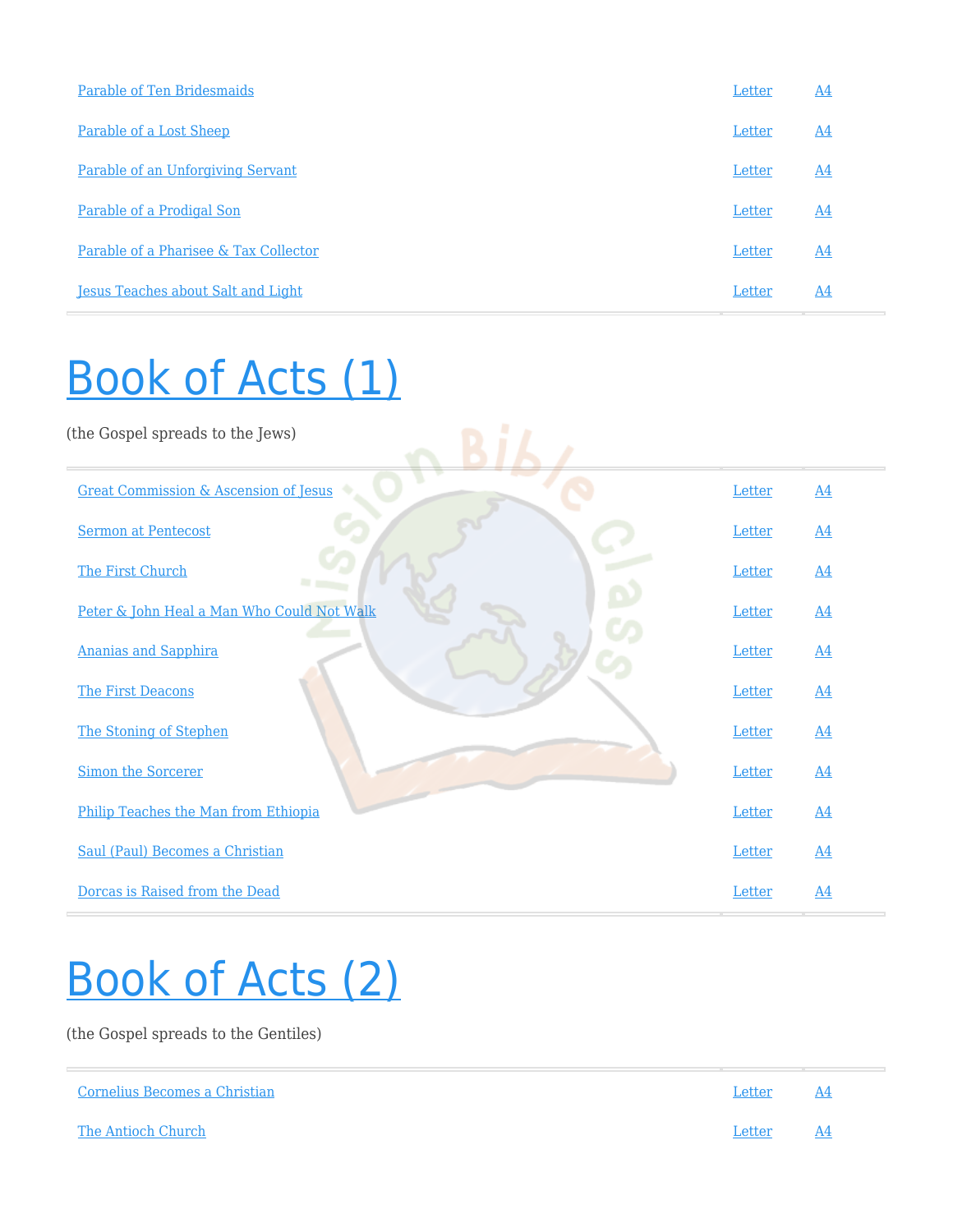| | | |
|---|---|---|
| Parable of Ten Bridesmaids | Letter | A4 |
| Parable of a Lost Sheep | Letter | A4 |
| Parable of an Unforgiving Servant | Letter | A4 |
| Parable of a Prodigal Son | Letter | A4 |
| Parable of a Pharisee & Tax Collector | Letter | A4 |
| Jesus Teaches about Salt and Light | Letter | A4 |

# Book of Acts (1)

(the Gospel spreads to the Jews)

| | | |
|---|---|---|
| Great Commission & Ascension of Jesus | Letter | A4 |
| Sermon at Pentecost | Letter | A4 |
| The First Church | Letter | A4 |
| Peter & John Heal a Man Who Could Not Walk | Letter | A4 |
| Ananias and Sapphira | Letter | A4 |
| The First Deacons | Letter | A4 |
| The Stoning of Stephen | Letter | A4 |
| Simon the Sorcerer | Letter | A4 |
| Philip Teaches the Man from Ethiopia | Letter | A4 |
| Saul (Paul) Becomes a Christian | Letter | A4 |
| Dorcas is Raised from the Dead | Letter | A4 |

# Book of Acts (2)

(the Gospel spreads to the Gentiles)

| | | |
|---|---|---|
| Cornelius Becomes a Christian | Letter | A4 |
| The Antioch Church | Letter | A4 |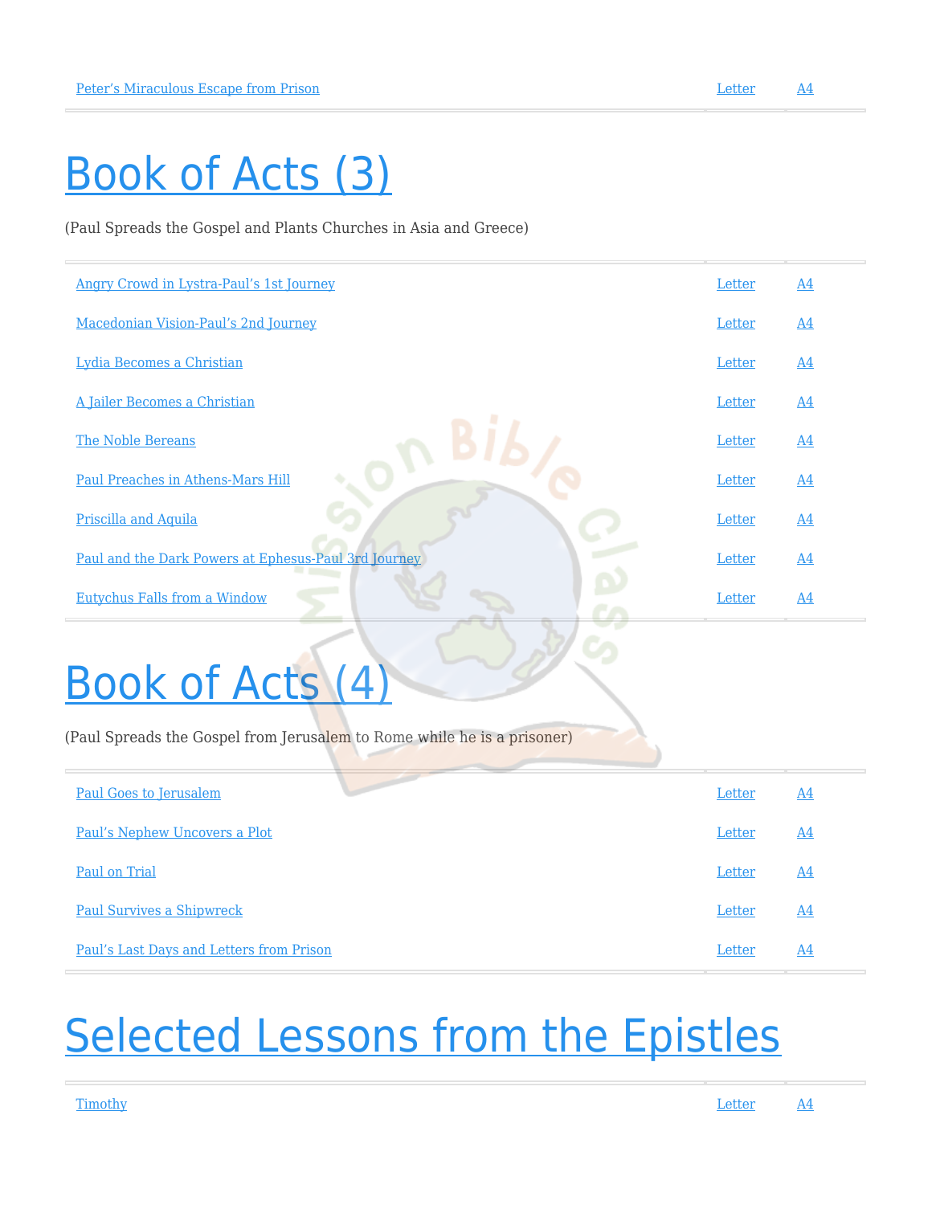| | | |
|---|---|---|
| Peter's Miraculous Escape from Prison | Letter | A4 |

# Book of Acts (3)

(Paul Spreads the Gospel and Plants Churches in Asia and Greece)

| | | |
|---|---|---|
| Angry Crowd in Lystra-Paul's 1st Journey | Letter | A4 |
| Macedonian Vision-Paul's 2nd Journey | Letter | A4 |
| Lydia Becomes a Christian | Letter | A4 |
| A Jailer Becomes a Christian | Letter | A4 |
| The Noble Bereans | Letter | A4 |
| Paul Preaches in Athens-Mars Hill | Letter | A4 |
| Priscilla and Aquila | Letter | A4 |
| Paul and the Dark Powers at Ephesus-Paul 3rd Journey | Letter | A4 |
| Eutychus Falls from a Window | Letter | A4 |

# Book of Acts (4)

(Paul Spreads the Gospel from Jerusalem to Rome while he is a prisoner)

| | | |
|---|---|---|
| Paul Goes to Jerusalem | Letter | A4 |
| Paul's Nephew Uncovers a Plot | Letter | A4 |
| Paul on Trial | Letter | A4 |
| Paul Survives a Shipwreck | Letter | A4 |
| Paul's Last Days and Letters from Prison | Letter | A4 |

# Selected Lessons from the Epistles

| | | |
|---|---|---|
| Timothy | Letter | A4 |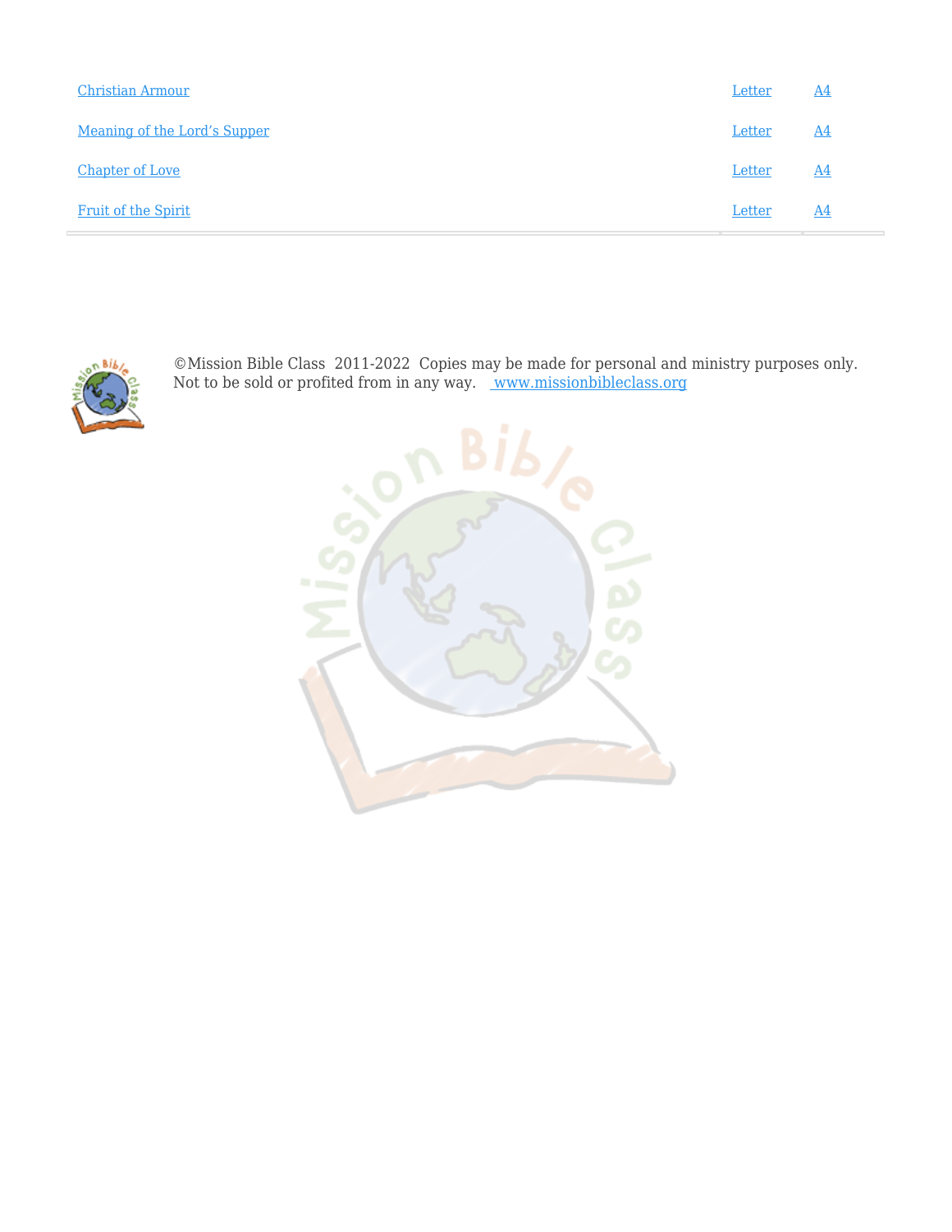| | | |
|---|---|---|
| Christian Armour | Letter | A4 |
| Meaning of the Lord's Supper | Letter | A4 |
| Chapter of Love | Letter | A4 |
| Fruit of the Spirit | Letter | A4 |

©Mission Bible Class 2011-2022 Copies may be made for personal and ministry purposes only. Not to be sold or profited from in any way. www.missionbibleclass.org